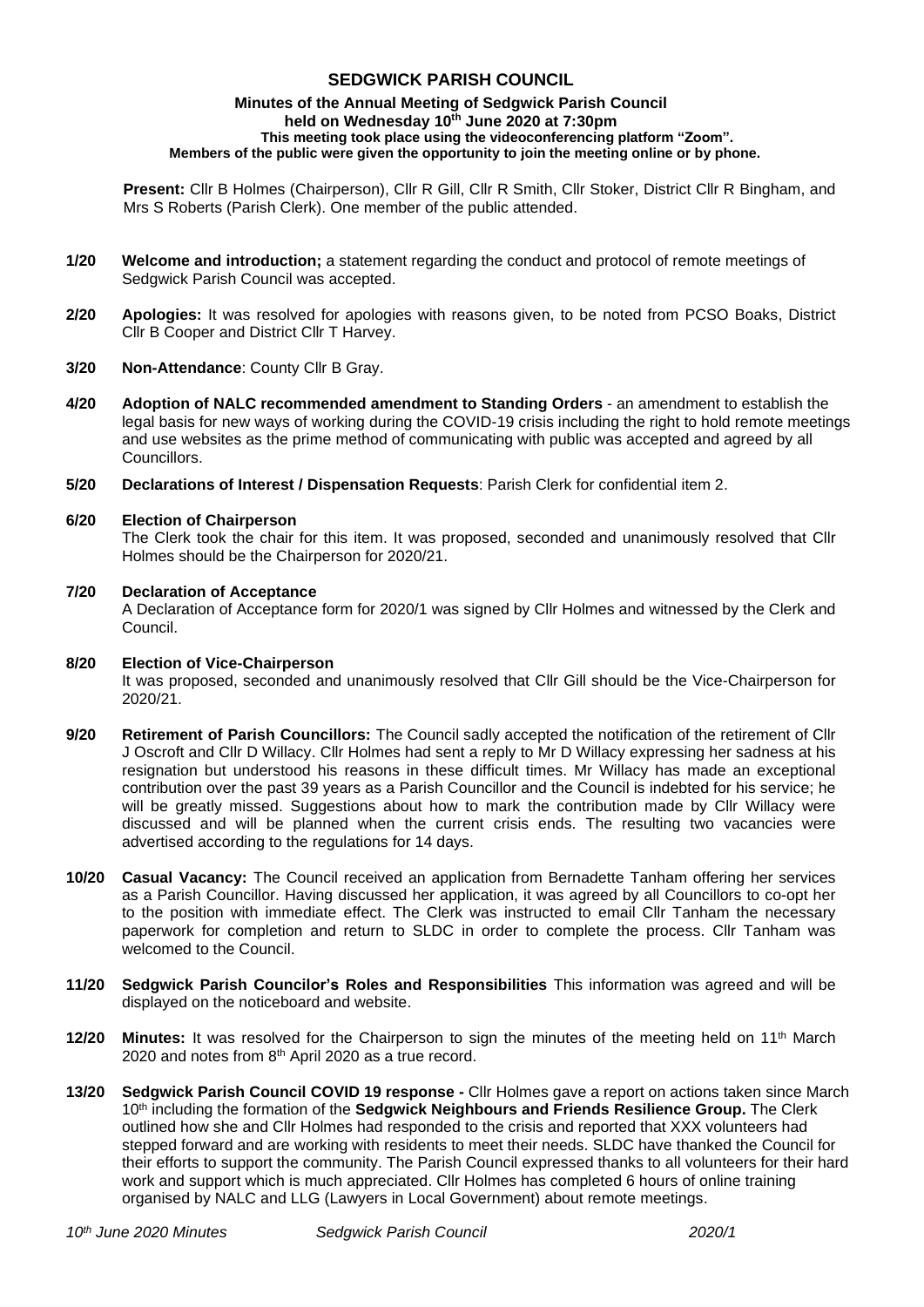# SEDGWICK PARISH COUNCIL

**Minutes of the Annual Meeting of Sedgwick Parish Council held on Wednesday 10th June 2020 at 7:30pm**
**This meeting took place using the videoconferencing platform "Zoom".**
**Members of the public were given the opportunity to join the meeting online or by phone.**

**Present:** Cllr B Holmes (Chairperson), Cllr R Gill, Cllr R Smith, Cllr Stoker, District Cllr R Bingham, and Mrs S Roberts (Parish Clerk). One member of the public attended.

**1/20** **Welcome and introduction;** a statement regarding the conduct and protocol of remote meetings of Sedgwick Parish Council was accepted.

**2/20** **Apologies:** It was resolved for apologies with reasons given, to be noted from PCSO Boaks, District Cllr B Cooper and District Cllr T Harvey.

**3/20** **Non-Attendance**: County Cllr B Gray.

**4/20** **Adoption of NALC recommended amendment to Standing Orders** - an amendment to establish the legal basis for new ways of working during the COVID-19 crisis including the right to hold remote meetings and use websites as the prime method of communicating with public was accepted and agreed by all Councillors.

**5/20** **Declarations of Interest / Dispensation Requests**: Parish Clerk for confidential item 2.

**6/20** **Election of Chairperson**
The Clerk took the chair for this item. It was proposed, seconded and unanimously resolved that Cllr Holmes should be the Chairperson for 2020/21.

**7/20** **Declaration of Acceptance**
A Declaration of Acceptance form for 2020/1 was signed by Cllr Holmes and witnessed by the Clerk and Council.

**8/20** **Election of Vice-Chairperson**
It was proposed, seconded and unanimously resolved that Cllr Gill should be the Vice-Chairperson for 2020/21.

**9/20** **Retirement of Parish Councillors:** The Council sadly accepted the notification of the retirement of Cllr J Oscroft and Cllr D Willacy. Cllr Holmes had sent a reply to Mr D Willacy expressing her sadness at his resignation but understood his reasons in these difficult times. Mr Willacy has made an exceptional contribution over the past 39 years as a Parish Councillor and the Council is indebted for his service; he will be greatly missed. Suggestions about how to mark the contribution made by Cllr Willacy were discussed and will be planned when the current crisis ends. The resulting two vacancies were advertised according to the regulations for 14 days.

**10/20** **Casual Vacancy:** The Council received an application from Bernadette Tanham offering her services as a Parish Councillor. Having discussed her application, it was agreed by all Councillors to co-opt her to the position with immediate effect. The Clerk was instructed to email Cllr Tanham the necessary paperwork for completion and return to SLDC in order to complete the process. Cllr Tanham was welcomed to the Council.

**11/20** **Sedgwick Parish Councilor's Roles and Responsibilities** This information was agreed and will be displayed on the noticeboard and website.

**12/20** **Minutes:** It was resolved for the Chairperson to sign the minutes of the meeting held on 11th March 2020 and notes from 8th April 2020 as a true record.

**13/20** **Sedgwick Parish Council COVID 19 response -** Cllr Holmes gave a report on actions taken since March 10th including the formation of the **Sedgwick Neighbours and Friends Resilience Group.** The Clerk outlined how she and Cllr Holmes had responded to the crisis and reported that XXX volunteers had stepped forward and are working with residents to meet their needs. SLDC have thanked the Council for their efforts to support the community. The Parish Council expressed thanks to all volunteers for their hard work and support which is much appreciated. Cllr Holmes has completed 6 hours of online training organised by NALC and LLG (Lawyers in Local Government) about remote meetings.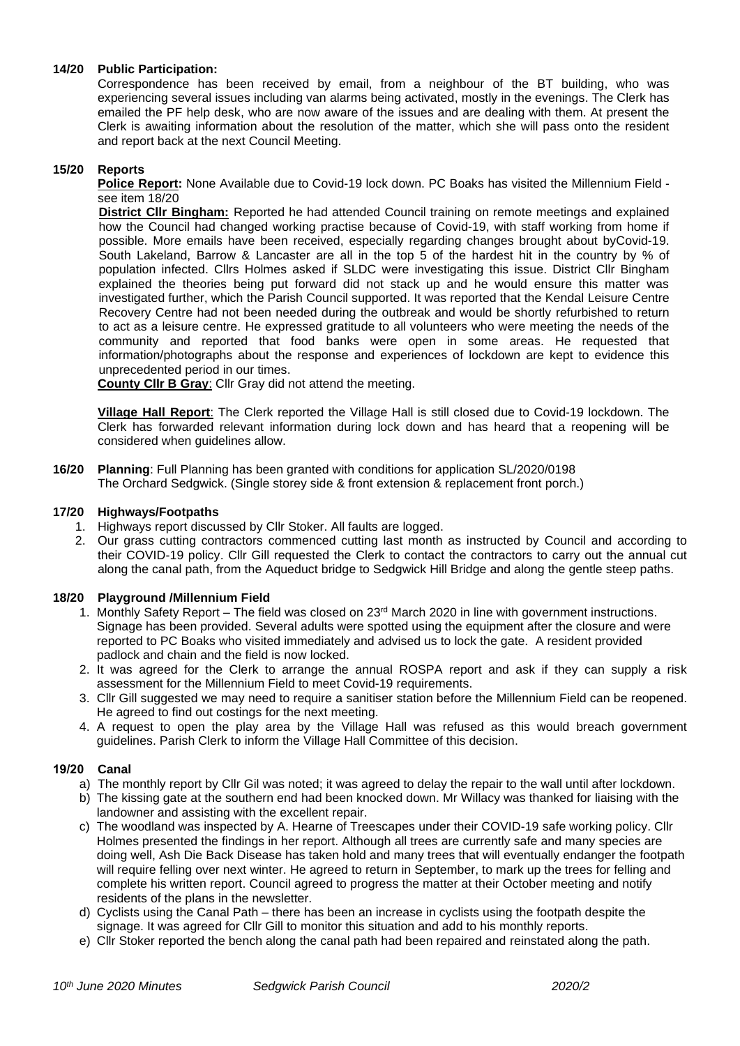**14/20 Public Participation:**

Correspondence has been received by email, from a neighbour of the BT building, who was experiencing several issues including van alarms being activated, mostly in the evenings. The Clerk has emailed the PF help desk, who are now aware of the issues and are dealing with them. At present the Clerk is awaiting information about the resolution of the matter, which she will pass onto the resident and report back at the next Council Meeting.

**15/20 Reports**

**Police Report:** None Available due to Covid-19 lock down. PC Boaks has visited the Millennium Field - see item 18/20

**District Cllr Bingham:** Reported he had attended Council training on remote meetings and explained how the Council had changed working practise because of Covid-19, with staff working from home if possible. More emails have been received, especially regarding changes brought about byCovid-19. South Lakeland, Barrow & Lancaster are all in the top 5 of the hardest hit in the country by % of population infected. Cllrs Holmes asked if SLDC were investigating this issue. District Cllr Bingham explained the theories being put forward did not stack up and he would ensure this matter was investigated further, which the Parish Council supported. It was reported that the Kendal Leisure Centre Recovery Centre had not been needed during the outbreak and would be shortly refurbished to return to act as a leisure centre. He expressed gratitude to all volunteers who were meeting the needs of the community and reported that food banks were open in some areas. He requested that information/photographs about the response and experiences of lockdown are kept to evidence this unprecedented period in our times.

**County Cllr B Gray**: Cllr Gray did not attend the meeting.

**Village Hall Report**: The Clerk reported the Village Hall is still closed due to Covid-19 lockdown. The Clerk has forwarded relevant information during lock down and has heard that a reopening will be considered when guidelines allow.

**16/20 Planning**: Full Planning has been granted with conditions for application SL/2020/0198 The Orchard Sedgwick. (Single storey side & front extension & replacement front porch.)

**17/20 Highways/Footpaths**

1. Highways report discussed by Cllr Stoker. All faults are logged.
2. Our grass cutting contractors commenced cutting last month as instructed by Council and according to their COVID-19 policy. Cllr Gill requested the Clerk to contact the contractors to carry out the annual cut along the canal path, from the Aqueduct bridge to Sedgwick Hill Bridge and along the gentle steep paths.

**18/20 Playground /Millennium Field**

1. Monthly Safety Report – The field was closed on 23rd March 2020 in line with government instructions. Signage has been provided. Several adults were spotted using the equipment after the closure and were reported to PC Boaks who visited immediately and advised us to lock the gate. A resident provided padlock and chain and the field is now locked.
2. It was agreed for the Clerk to arrange the annual ROSPA report and ask if they can supply a risk assessment for the Millennium Field to meet Covid-19 requirements.
3. Cllr Gill suggested we may need to require a sanitiser station before the Millennium Field can be reopened. He agreed to find out costings for the next meeting.
4. A request to open the play area by the Village Hall was refused as this would breach government guidelines. Parish Clerk to inform the Village Hall Committee of this decision.

**19/20 Canal**

a) The monthly report by Cllr Gil was noted; it was agreed to delay the repair to the wall until after lockdown.
b) The kissing gate at the southern end had been knocked down. Mr Willacy was thanked for liaising with the landowner and assisting with the excellent repair.
c) The woodland was inspected by A. Hearne of Treescapes under their COVID-19 safe working policy. Cllr Holmes presented the findings in her report. Although all trees are currently safe and many species are doing well, Ash Die Back Disease has taken hold and many trees that will eventually endanger the footpath will require felling over next winter. He agreed to return in September, to mark up the trees for felling and complete his written report. Council agreed to progress the matter at their October meeting and notify residents of the plans in the newsletter.
d) Cyclists using the Canal Path – there has been an increase in cyclists using the footpath despite the signage. It was agreed for Cllr Gill to monitor this situation and add to his monthly reports.
e) Cllr Stoker reported the bench along the canal path had been repaired and reinstated along the path.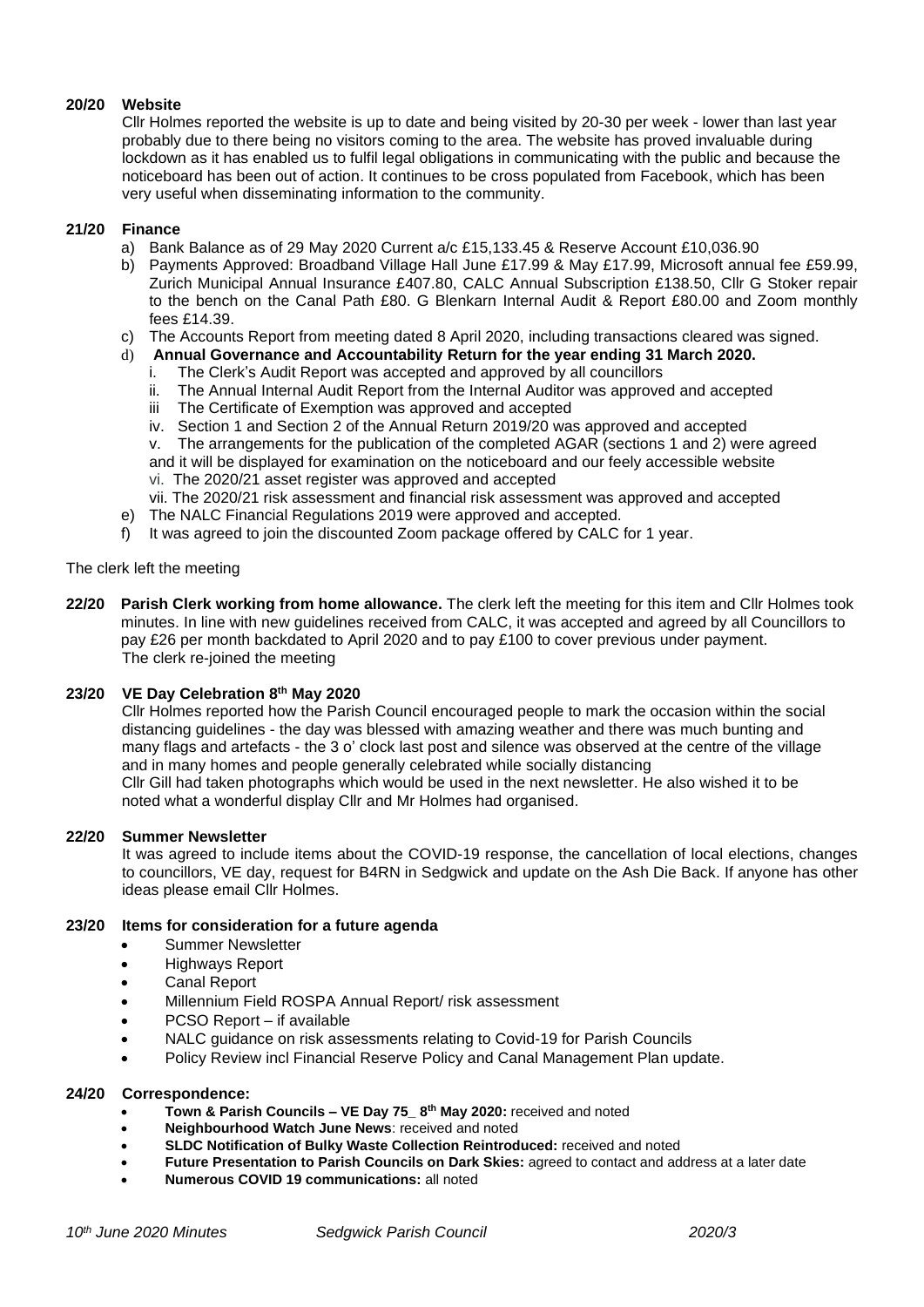**20/20 Website**

Cllr Holmes reported the website is up to date and being visited by 20-30 per week - lower than last year probably due to there being no visitors coming to the area. The website has proved invaluable during lockdown as it has enabled us to fulfil legal obligations in communicating with the public and because the noticeboard has been out of action. It continues to be cross populated from Facebook, which has been very useful when disseminating information to the community.

**21/20 Finance**

a) Bank Balance as of 29 May 2020 Current a/c £15,133.45 & Reserve Account £10,036.90
b) Payments Approved: Broadband Village Hall June £17.99 & May £17.99, Microsoft annual fee £59.99, Zurich Municipal Annual Insurance £407.80, CALC Annual Subscription £138.50, Cllr G Stoker repair to the bench on the Canal Path £80. G Blenkarn Internal Audit & Report £80.00 and Zoom monthly fees £14.39.
c) The Accounts Report from meeting dated 8 April 2020, including transactions cleared was signed.
d) **Annual Governance and Accountability Return for the year ending 31 March 2020.**
   i. The Clerk's Audit Report was accepted and approved by all councillors
   ii. The Annual Internal Audit Report from the Internal Auditor was approved and accepted
   iii The Certificate of Exemption was approved and accepted
   iv. Section 1 and Section 2 of the Annual Return 2019/20 was approved and accepted
   v. The arrangements for the publication of the completed AGAR (sections 1 and 2) were agreed and it will be displayed for examination on the noticeboard and our feely accessible website
   vi. The 2020/21 asset register was approved and accepted
   vii. The 2020/21 risk assessment and financial risk assessment was approved and accepted
e) The NALC Financial Regulations 2019 were approved and accepted.
f) It was agreed to join the discounted Zoom package offered by CALC for 1 year.

The clerk left the meeting

**22/20 Parish Clerk working from home allowance.** The clerk left the meeting for this item and Cllr Holmes took minutes. In line with new guidelines received from CALC, it was accepted and agreed by all Councillors to pay £26 per month backdated to April 2020 and to pay £100 to cover previous under payment.
The clerk re-joined the meeting

**23/20 VE Day Celebration 8th May 2020**

Cllr Holmes reported how the Parish Council encouraged people to mark the occasion within the social distancing guidelines - the day was blessed with amazing weather and there was much bunting and many flags and artefacts - the 3 o' clock last post and silence was observed at the centre of the village and in many homes and people generally celebrated while socially distancing
Cllr Gill had taken photographs which would be used in the next newsletter. He also wished it to be noted what a wonderful display Cllr and Mr Holmes had organised.

**22/20 Summer Newsletter**

It was agreed to include items about the COVID-19 response, the cancellation of local elections, changes to councillors, VE day, request for B4RN in Sedgwick and update on the Ash Die Back. If anyone has other ideas please email Cllr Holmes.

**23/20 Items for consideration for a future agenda**

- Summer Newsletter
- Highways Report
- Canal Report
- Millennium Field ROSPA Annual Report/ risk assessment
- PCSO Report – if available
- NALC guidance on risk assessments relating to Covid-19 for Parish Councils
- Policy Review incl Financial Reserve Policy and Canal Management Plan update.

**24/20 Correspondence:**

- **Town & Parish Councils – VE Day 75_ 8th May 2020:** received and noted
- **Neighbourhood Watch June News**: received and noted
- **SLDC Notification of Bulky Waste Collection Reintroduced:** received and noted
- **Future Presentation to Parish Councils on Dark Skies:** agreed to contact and address at a later date
- **Numerous COVID 19 communications:** all noted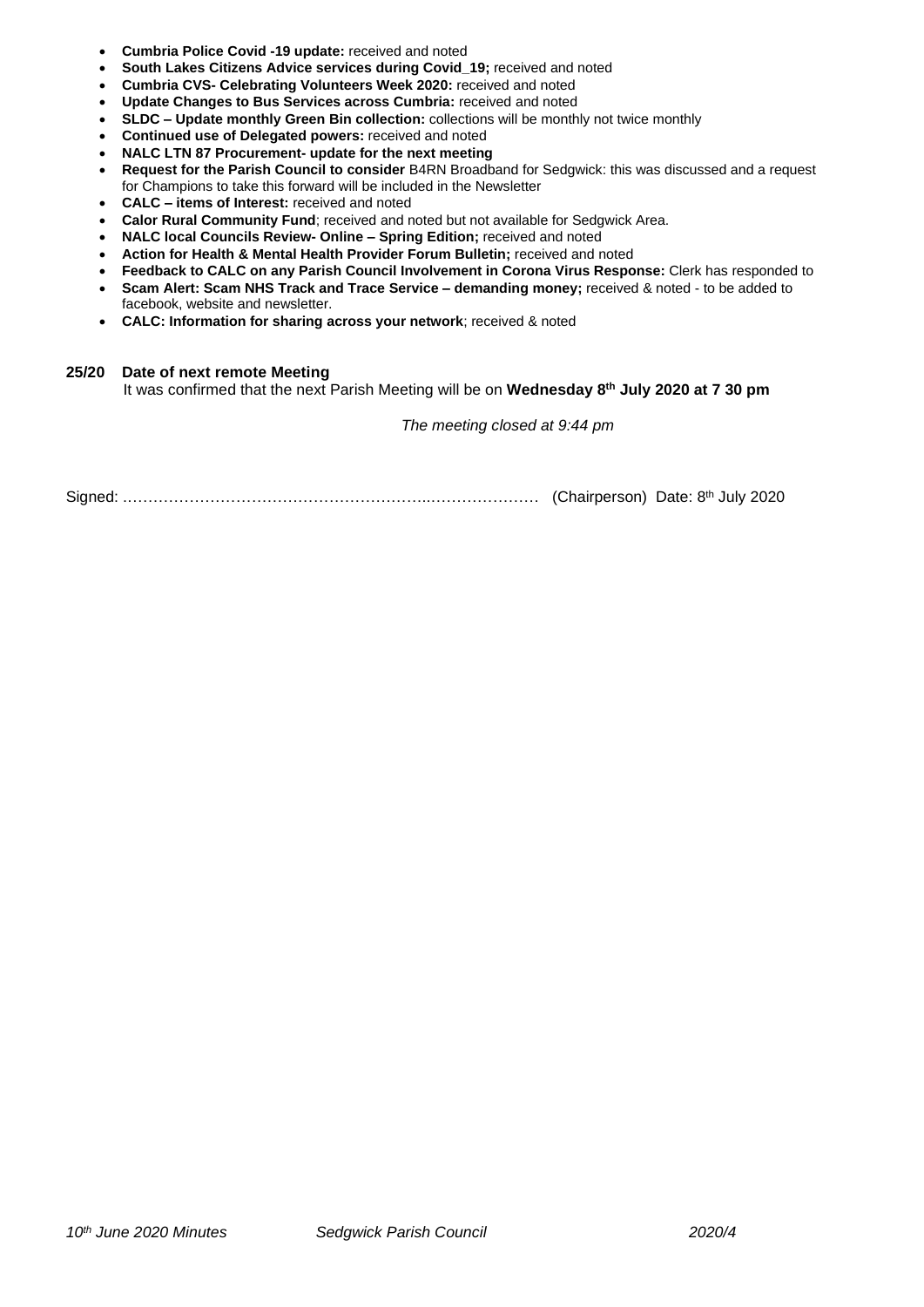- **Cumbria Police Covid -19 update:** received and noted
- **South Lakes Citizens Advice services during Covid_19;** received and noted
- **Cumbria CVS- Celebrating Volunteers Week 2020:** received and noted
- **Update Changes to Bus Services across Cumbria:** received and noted
- **SLDC – Update monthly Green Bin collection:** collections will be monthly not twice monthly
- **Continued use of Delegated powers:** received and noted
- **NALC LTN 87 Procurement- update for the next meeting**
- **Request for the Parish Council to consider** B4RN Broadband for Sedgwick: this was discussed and a request for Champions to take this forward will be included in the Newsletter
- **CALC – items of Interest:** received and noted
- **Calor Rural Community Fund**; received and noted but not available for Sedgwick Area.
- **NALC local Councils Review- Online – Spring Edition;** received and noted
- **Action for Health & Mental Health Provider Forum Bulletin;** received and noted
- **Feedback to CALC on any Parish Council Involvement in Corona Virus Response:** Clerk has responded to
- **Scam Alert: Scam NHS Track and Trace Service – demanding money;** received & noted - to be added to facebook, website and newsletter.
- **CALC: Information for sharing across your network**; received & noted

**25/20 Date of next remote Meeting**

It was confirmed that the next Parish Meeting will be on **Wednesday 8th July 2020 at 7 30 pm**

*The meeting closed at 9:44 pm*

Signed: ……………………………………………………..………………… (Chairperson) Date: 8th July 2020